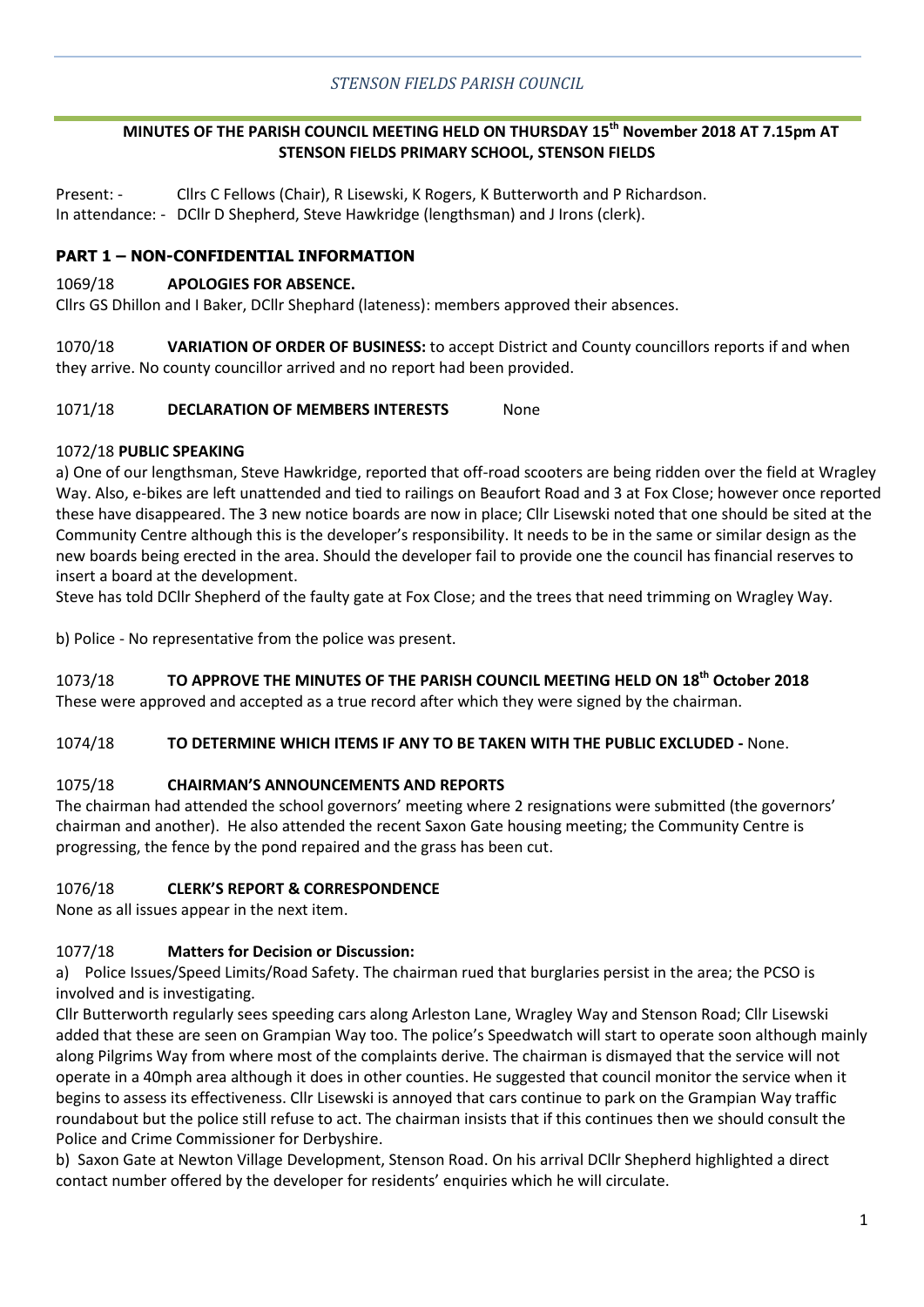*STENSON FIELDS PARISH COUNCIL*

**MINUTES OF THE PARISH COUNCIL MEETING HELD ON THURSDAY 15th November 2018 AT 7.15pm AT STENSON FIELDS PRIMARY SCHOOL, STENSON FIELDS**

Present: - Cllrs C Fellows (Chair), R Lisewski, K Rogers, K Butterworth and P Richardson.
In attendance: - DCllr D Shepherd, Steve Hawkridge (lengthsman) and J Irons (clerk).

## PART 1 – NON-CONFIDENTIAL INFORMATION

1069/18 **APOLOGIES FOR ABSENCE.**
Cllrs GS Dhillon and I Baker, DCllr Shephard (lateness): members approved their absences.

1070/18 **VARIATION OF ORDER OF BUSINESS:** to accept District and County councillors reports if and when they arrive. No county councillor arrived and no report had been provided.

1071/18 **DECLARATION OF MEMBERS INTERESTS** None

1072/18 **PUBLIC SPEAKING**

a) One of our lengthsman, Steve Hawkridge, reported that off-road scooters are being ridden over the field at Wragley Way. Also, e-bikes are left unattended and tied to railings on Beaufort Road and 3 at Fox Close; however once reported these have disappeared. The 3 new notice boards are now in place; Cllr Lisewski noted that one should be sited at the Community Centre although this is the developer's responsibility. It needs to be in the same or similar design as the new boards being erected in the area. Should the developer fail to provide one the council has financial reserves to insert a board at the development.

Steve has told DCllr Shepherd of the faulty gate at Fox Close; and the trees that need trimming on Wragley Way.

b) Police - No representative from the police was present.

1073/18 **TO APPROVE THE MINUTES OF THE PARISH COUNCIL MEETING HELD ON 18th October 2018**
These were approved and accepted as a true record after which they were signed by the chairman.

1074/18 **TO DETERMINE WHICH ITEMS IF ANY TO BE TAKEN WITH THE PUBLIC EXCLUDED -** None.

1075/18 **CHAIRMAN'S ANNOUNCEMENTS AND REPORTS**
The chairman had attended the school governors' meeting where 2 resignations were submitted (the governors' chairman and another). He also attended the recent Saxon Gate housing meeting; the Community Centre is progressing, the fence by the pond repaired and the grass has been cut.

1076/18 **CLERK'S REPORT & CORRESPONDENCE**
None as all issues appear in the next item.

1077/18 **Matters for Decision or Discussion:**

a) Police Issues/Speed Limits/Road Safety. The chairman rued that burglaries persist in the area; the PCSO is involved and is investigating.

Cllr Butterworth regularly sees speeding cars along Arleston Lane, Wragley Way and Stenson Road; Cllr Lisewski added that these are seen on Grampian Way too. The police's Speedwatch will start to operate soon although mainly along Pilgrims Way from where most of the complaints derive. The chairman is dismayed that the service will not operate in a 40mph area although it does in other counties. He suggested that council monitor the service when it begins to assess its effectiveness. Cllr Lisewski is annoyed that cars continue to park on the Grampian Way traffic roundabout but the police still refuse to act. The chairman insists that if this continues then we should consult the Police and Crime Commissioner for Derbyshire.

b) Saxon Gate at Newton Village Development, Stenson Road. On his arrival DCllr Shepherd highlighted a direct contact number offered by the developer for residents' enquiries which he will circulate.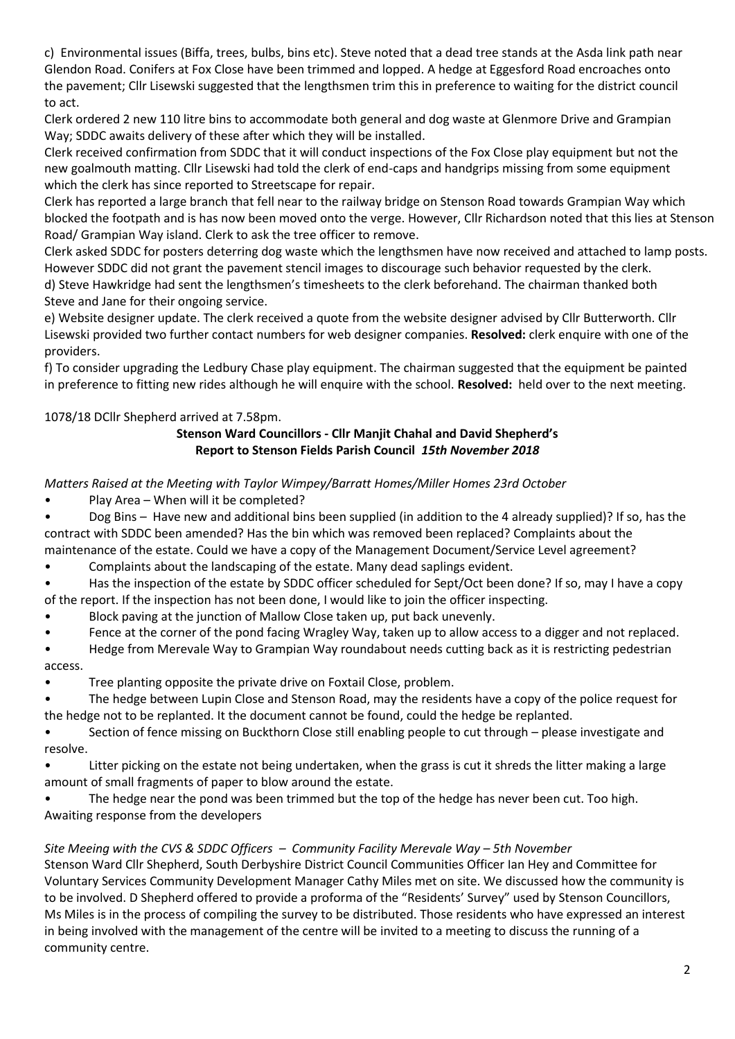c) Environmental issues (Biffa, trees, bulbs, bins etc). Steve noted that a dead tree stands at the Asda link path near Glendon Road. Conifers at Fox Close have been trimmed and lopped. A hedge at Eggesford Road encroaches onto the pavement; Cllr Lisewski suggested that the lengthsmen trim this in preference to waiting for the district council to act.

Clerk ordered 2 new 110 litre bins to accommodate both general and dog waste at Glenmore Drive and Grampian Way; SDDC awaits delivery of these after which they will be installed.

Clerk received confirmation from SDDC that it will conduct inspections of the Fox Close play equipment but not the new goalmouth matting. Cllr Lisewski had told the clerk of end-caps and handgrips missing from some equipment which the clerk has since reported to Streetscape for repair.

Clerk has reported a large branch that fell near to the railway bridge on Stenson Road towards Grampian Way which blocked the footpath and is has now been moved onto the verge. However, Cllr Richardson noted that this lies at Stenson Road/ Grampian Way island. Clerk to ask the tree officer to remove.

Clerk asked SDDC for posters deterring dog waste which the lengthsmen have now received and attached to lamp posts. However SDDC did not grant the pavement stencil images to discourage such behavior requested by the clerk.

d) Steve Hawkridge had sent the lengthsmen's timesheets to the clerk beforehand. The chairman thanked both Steve and Jane for their ongoing service.

e) Website designer update. The clerk received a quote from the website designer advised by Cllr Butterworth. Cllr Lisewski provided two further contact numbers for web designer companies. **Resolved:** clerk enquire with one of the providers.

f) To consider upgrading the Ledbury Chase play equipment. The chairman suggested that the equipment be painted in preference to fitting new rides although he will enquire with the school. **Resolved:** held over to the next meeting.

1078/18 DCllr Shepherd arrived at 7.58pm.

**Stenson Ward Councillors - Cllr Manjit Chahal and David Shepherd's Report to Stenson Fields Parish Council** ***15th November 2018***

*Matters Raised at the Meeting with Taylor Wimpey/Barratt Homes/Miller Homes 23rd October*

- Play Area – When will it be completed?
- Dog Bins – Have new and additional bins been supplied (in addition to the 4 already supplied)? If so, has the contract with SDDC been amended? Has the bin which was removed been replaced? Complaints about the maintenance of the estate. Could we have a copy of the Management Document/Service Level agreement?
- Complaints about the landscaping of the estate. Many dead saplings evident.
- Has the inspection of the estate by SDDC officer scheduled for Sept/Oct been done? If so, may I have a copy of the report. If the inspection has not been done, I would like to join the officer inspecting.
- Block paving at the junction of Mallow Close taken up, put back unevenly.
- Fence at the corner of the pond facing Wragley Way, taken up to allow access to a digger and not replaced.
- Hedge from Merevale Way to Grampian Way roundabout needs cutting back as it is restricting pedestrian access.
- Tree planting opposite the private drive on Foxtail Close, problem.
- The hedge between Lupin Close and Stenson Road, may the residents have a copy of the police request for the hedge not to be replanted. It the document cannot be found, could the hedge be replanted.
- Section of fence missing on Buckthorn Close still enabling people to cut through – please investigate and resolve.
- Litter picking on the estate not being undertaken, when the grass is cut it shreds the litter making a large amount of small fragments of paper to blow around the estate.
- The hedge near the pond was been trimmed but the top of the hedge has never been cut. Too high.

Awaiting response from the developers

*Site Meeing with the CVS & SDDC Officers – Community Facility Merevale Way – 5th November*

Stenson Ward Cllr Shepherd, South Derbyshire District Council Communities Officer Ian Hey and Committee for Voluntary Services Community Development Manager Cathy Miles met on site. We discussed how the community is to be involved. D Shepherd offered to provide a proforma of the "Residents' Survey" used by Stenson Councillors, Ms Miles is in the process of compiling the survey to be distributed. Those residents who have expressed an interest in being involved with the management of the centre will be invited to a meeting to discuss the running of a community centre.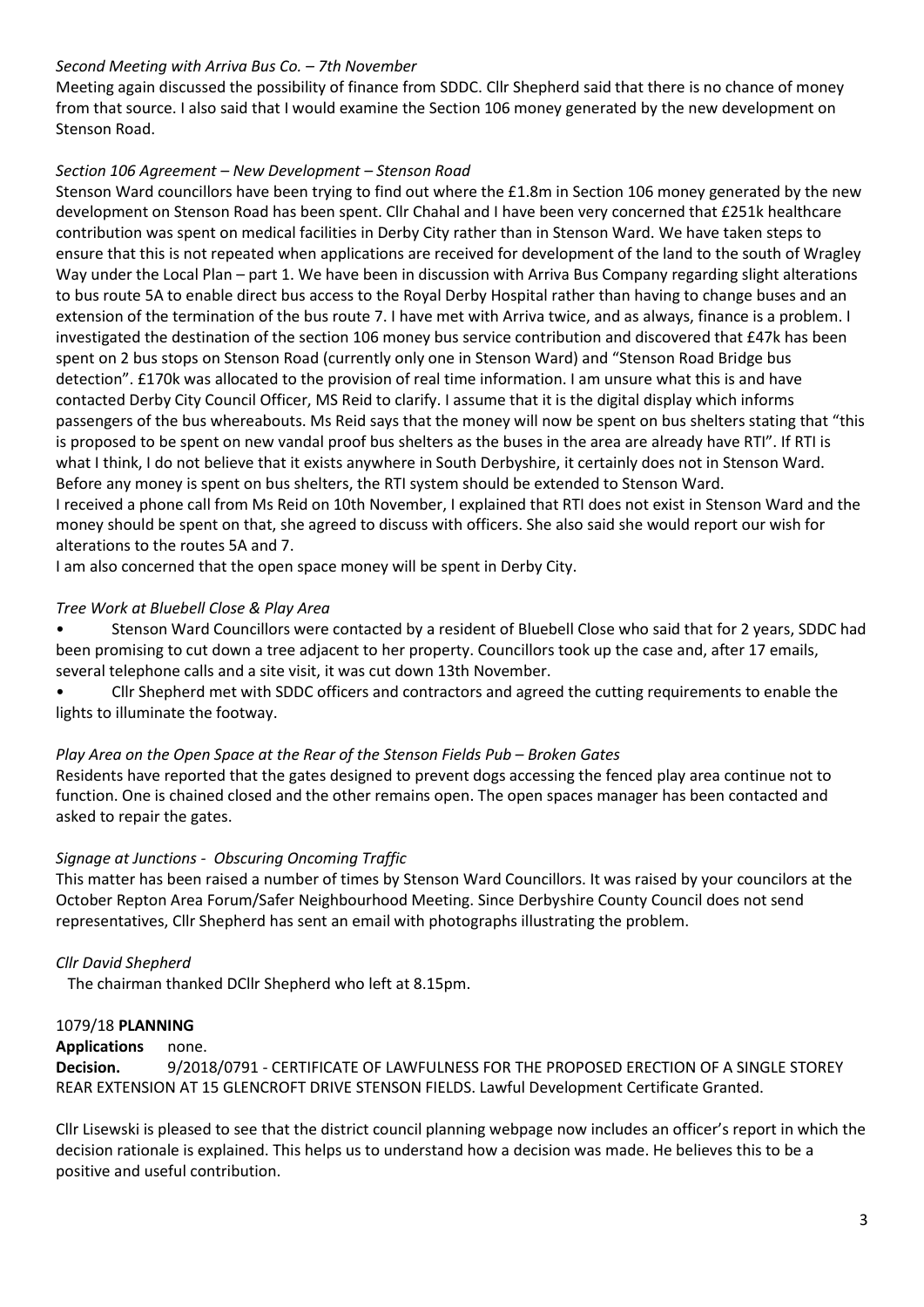*Second Meeting with Arriva Bus Co. – 7th November*

Meeting again discussed the possibility of finance from SDDC. Cllr Shepherd said that there is no chance of money from that source. I also said that I would examine the Section 106 money generated by the new development on Stenson Road.

*Section 106 Agreement – New Development – Stenson Road*

Stenson Ward councillors have been trying to find out where the £1.8m in Section 106 money generated by the new development on Stenson Road has been spent. Cllr Chahal and I have been very concerned that £251k healthcare contribution was spent on medical facilities in Derby City rather than in Stenson Ward. We have taken steps to ensure that this is not repeated when applications are received for development of the land to the south of Wragley Way under the Local Plan – part 1. We have been in discussion with Arriva Bus Company regarding slight alterations to bus route 5A to enable direct bus access to the Royal Derby Hospital rather than having to change buses and an extension of the termination of the bus route 7. I have met with Arriva twice, and as always, finance is a problem. I investigated the destination of the section 106 money bus service contribution and discovered that £47k has been spent on 2 bus stops on Stenson Road (currently only one in Stenson Ward) and "Stenson Road Bridge bus detection". £170k was allocated to the provision of real time information. I am unsure what this is and have contacted Derby City Council Officer, MS Reid to clarify. I assume that it is the digital display which informs passengers of the bus whereabouts. Ms Reid says that the money will now be spent on bus shelters stating that "this is proposed to be spent on new vandal proof bus shelters as the buses in the area are already have RTI". If RTI is what I think, I do not believe that it exists anywhere in South Derbyshire, it certainly does not in Stenson Ward. Before any money is spent on bus shelters, the RTI system should be extended to Stenson Ward.

I received a phone call from Ms Reid on 10th November, I explained that RTI does not exist in Stenson Ward and the money should be spent on that, she agreed to discuss with officers. She also said she would report our wish for alterations to the routes 5A and 7.

I am also concerned that the open space money will be spent in Derby City.

*Tree Work at Bluebell Close & Play Area*

- Stenson Ward Councillors were contacted by a resident of Bluebell Close who said that for 2 years, SDDC had been promising to cut down a tree adjacent to her property. Councillors took up the case and, after 17 emails, several telephone calls and a site visit, it was cut down 13th November.
- Cllr Shepherd met with SDDC officers and contractors and agreed the cutting requirements to enable the lights to illuminate the footway.

*Play Area on the Open Space at the Rear of the Stenson Fields Pub – Broken Gates*

Residents have reported that the gates designed to prevent dogs accessing the fenced play area continue not to function. One is chained closed and the other remains open. The open spaces manager has been contacted and asked to repair the gates.

*Signage at Junctions - Obscuring Oncoming Traffic*

This matter has been raised a number of times by Stenson Ward Councillors. It was raised by your councilors at the October Repton Area Forum/Safer Neighbourhood Meeting. Since Derbyshire County Council does not send representatives, Cllr Shepherd has sent an email with photographs illustrating the problem.

*Cllr David Shepherd*

The chairman thanked DCllr Shepherd who left at 8.15pm.

1079/18 **PLANNING**

**Applications** none.

**Decision.** 9/2018/0791 - CERTIFICATE OF LAWFULNESS FOR THE PROPOSED ERECTION OF A SINGLE STOREY REAR EXTENSION AT 15 GLENCROFT DRIVE STENSON FIELDS. Lawful Development Certificate Granted.

Cllr Lisewski is pleased to see that the district council planning webpage now includes an officer's report in which the decision rationale is explained. This helps us to understand how a decision was made. He believes this to be a positive and useful contribution.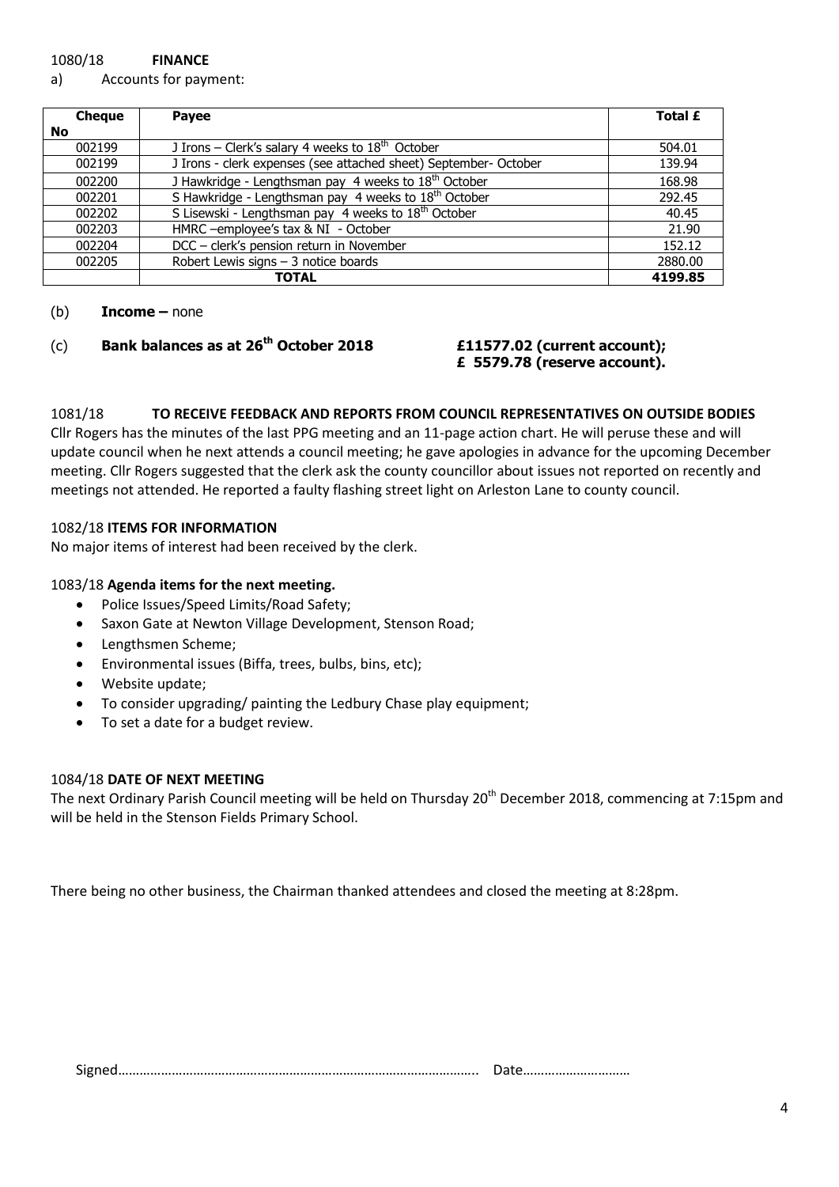1080/18 **FINANCE**

a) Accounts for payment:

| Cheque No | Payee | Total £ |
|---|---|---|
| 002199 | J Irons – Clerk's salary 4 weeks to 18th October | 504.01 |
| 002199 | J Irons - clerk expenses (see attached sheet) September- October | 139.94 |
| 002200 | J Hawkridge - Lengthsman pay 4 weeks to 18th October | 168.98 |
| 002201 | S Hawkridge - Lengthsman pay 4 weeks to 18th October | 292.45 |
| 002202 | S Lisewski - Lengthsman pay 4 weeks to 18th October | 40.45 |
| 002203 | HMRC –employee's tax & NI - October | 21.90 |
| 002204 | DCC – clerk's pension return in November | 152.12 |
| 002205 | Robert Lewis signs – 3 notice boards | 2880.00 |
| | **TOTAL** | **4199.85** |

(b) **Income –** none

(c) **Bank balances as at 26th October 2018** **£11577.02 (current account); £ 5579.78 (reserve account).**

1081/18 **TO RECEIVE FEEDBACK AND REPORTS FROM COUNCIL REPRESENTATIVES ON OUTSIDE BODIES**

Cllr Rogers has the minutes of the last PPG meeting and an 11-page action chart. He will peruse these and will update council when he next attends a council meeting; he gave apologies in advance for the upcoming December meeting. Cllr Rogers suggested that the clerk ask the county councillor about issues not reported on recently and meetings not attended. He reported a faulty flashing street light on Arleston Lane to county council.

1082/18 **ITEMS FOR INFORMATION**

No major items of interest had been received by the clerk.

1083/18 **Agenda items for the next meeting.**

- Police Issues/Speed Limits/Road Safety;
- Saxon Gate at Newton Village Development, Stenson Road;
- Lengthsmen Scheme;
- Environmental issues (Biffa, trees, bulbs, bins, etc);
- Website update;
- To consider upgrading/ painting the Ledbury Chase play equipment;
- To set a date for a budget review.

1084/18 **DATE OF NEXT MEETING**

The next Ordinary Parish Council meeting will be held on Thursday 20th December 2018, commencing at 7:15pm and will be held in the Stenson Fields Primary School.

There being no other business, the Chairman thanked attendees and closed the meeting at 8:28pm.

Signed……………………………………………………………………………….. Date…………………………